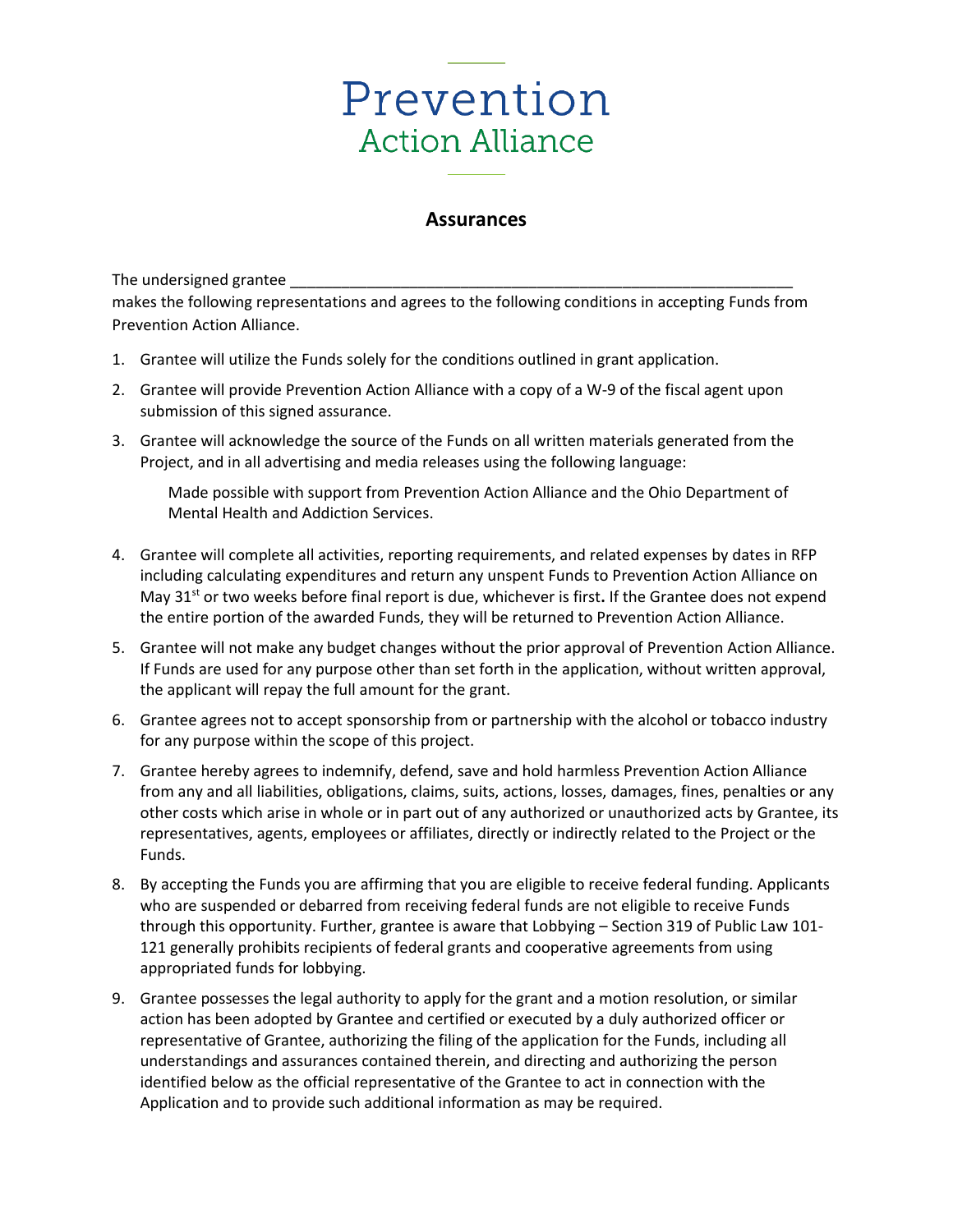# Prevention
## Action Alliance

### Assurances

The undersigned grantee ____________________________________________________________ makes the following representations and agrees to the following conditions in accepting Funds from Prevention Action Alliance.

1. Grantee will utilize the Funds solely for the conditions outlined in grant application.
2. Grantee will provide Prevention Action Alliance with a copy of a W-9 of the fiscal agent upon submission of this signed assurance.
3. Grantee will acknowledge the source of the Funds on all written materials generated from the Project, and in all advertising and media releases using the following language:

   Made possible with support from Prevention Action Alliance and the Ohio Department of Mental Health and Addiction Services.

4. Grantee will complete all activities, reporting requirements, and related expenses by dates in RFP including calculating expenditures and return any unspent Funds to Prevention Action Alliance on May 31st or two weeks before final report is due, whichever is first**.** If the Grantee does not expend the entire portion of the awarded Funds, they will be returned to Prevention Action Alliance.
5. Grantee will not make any budget changes without the prior approval of Prevention Action Alliance. If Funds are used for any purpose other than set forth in the application, without written approval, the applicant will repay the full amount for the grant.
6. Grantee agrees not to accept sponsorship from or partnership with the alcohol or tobacco industry for any purpose within the scope of this project.
7. Grantee hereby agrees to indemnify, defend, save and hold harmless Prevention Action Alliance from any and all liabilities, obligations, claims, suits, actions, losses, damages, fines, penalties or any other costs which arise in whole or in part out of any authorized or unauthorized acts by Grantee, its representatives, agents, employees or affiliates, directly or indirectly related to the Project or the Funds.
8. By accepting the Funds you are affirming that you are eligible to receive federal funding. Applicants who are suspended or debarred from receiving federal funds are not eligible to receive Funds through this opportunity. Further, grantee is aware that Lobbying – Section 319 of Public Law 101-121 generally prohibits recipients of federal grants and cooperative agreements from using appropriated funds for lobbying.
9. Grantee possesses the legal authority to apply for the grant and a motion resolution, or similar action has been adopted by Grantee and certified or executed by a duly authorized officer or representative of Grantee, authorizing the filing of the application for the Funds, including all understandings and assurances contained therein, and directing and authorizing the person identified below as the official representative of the Grantee to act in connection with the Application and to provide such additional information as may be required.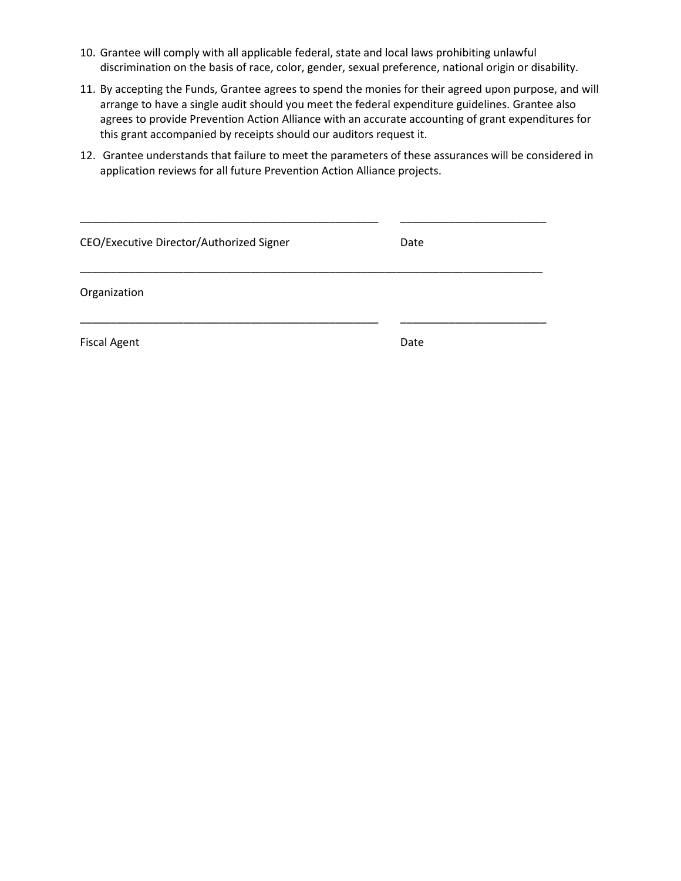10. Grantee will comply with all applicable federal, state and local laws prohibiting unlawful discrimination on the basis of race, color, gender, sexual preference, national origin or disability.
11. By accepting the Funds, Grantee agrees to spend the monies for their agreed upon purpose, and will arrange to have a single audit should you meet the federal expenditure guidelines. Grantee also agrees to provide Prevention Action Alliance with an accurate accounting of grant expenditures for this grant accompanied by receipts should our auditors request it.
12. Grantee understands that failure to meet the parameters of these assurances will be considered in application reviews for all future Prevention Action Alliance projects.

| | |
|---|---|
| ______________________________________________ | ______________________ |
| CEO/Executive Director/Authorized Signer | Date |

_______________________________________________________________________

Organization

| | |
|---|---|
| ______________________________________________ | ______________________ |
| Fiscal Agent | Date |